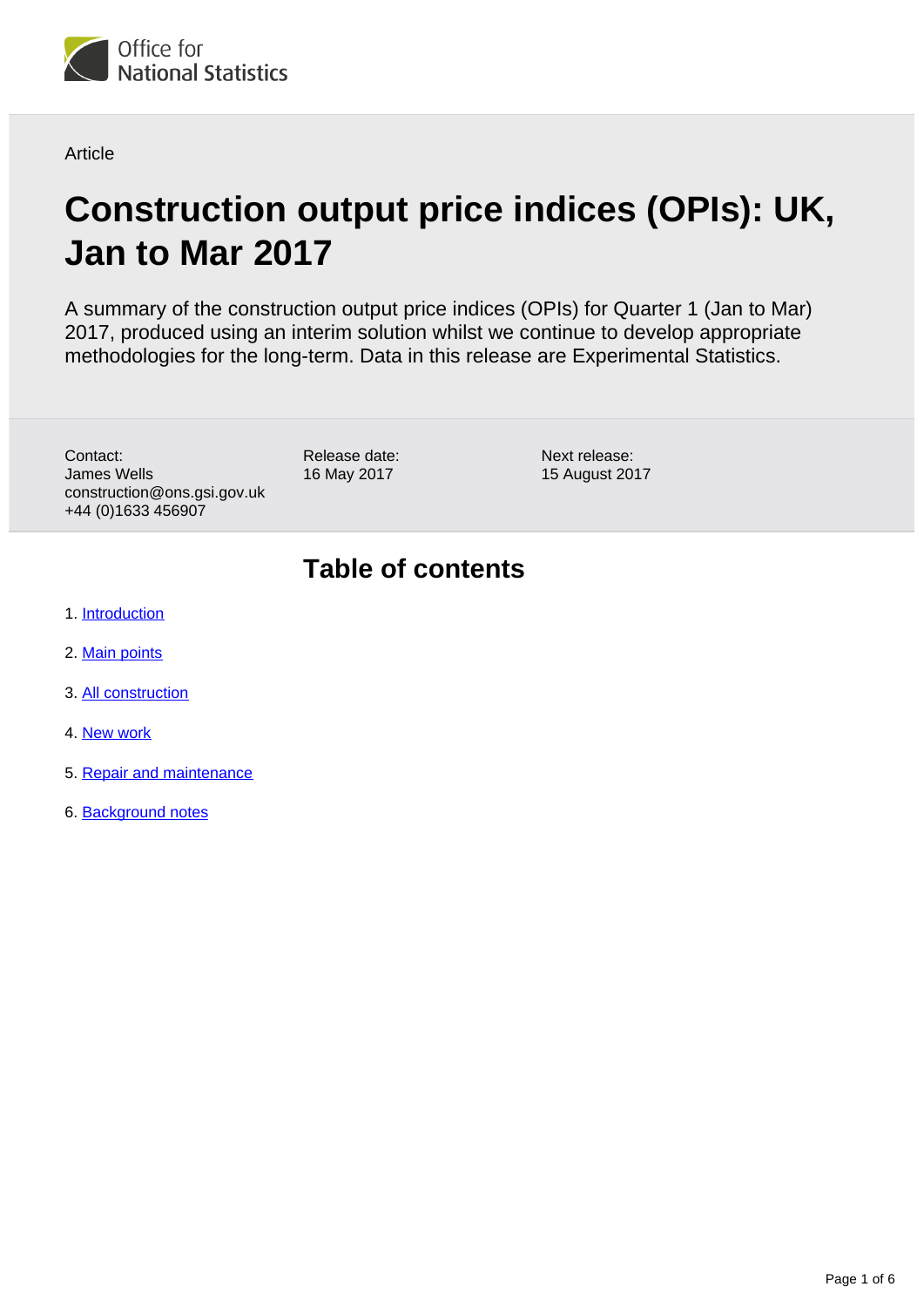Article

# Construction output price indices (OPIs): UK, Jan to Mar 2017

A summary of the construction output price indices (OPIs) for Quarter 1 (Jan to Mar) 2017, produced using an interim solution whilst we continue to develop appropriate methodologies for the long-term. Data in this release are Experimental Statistics.

Contact:
James Wells
construction@ons.gsi.gov.uk
+44 (0)1633 456907

Release date:
16 May 2017

Next release:
15 August 2017

## Table of contents

1. Introduction
2. Main points
3. All construction
4. New work
5. Repair and maintenance
6. Background notes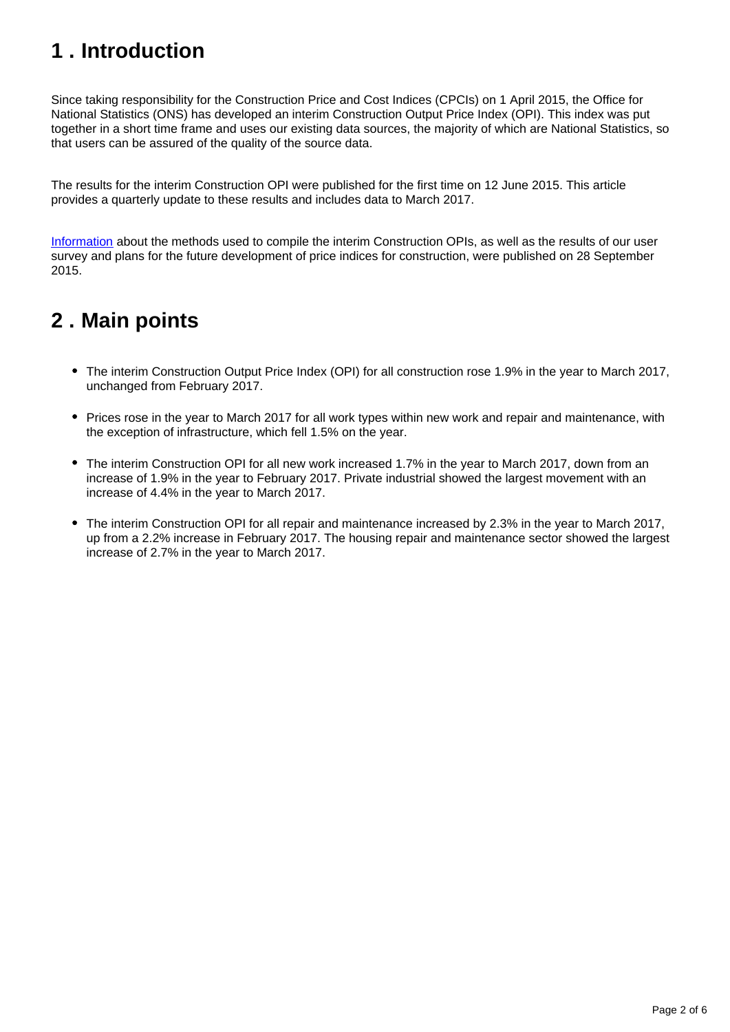## 1 . Introduction

Since taking responsibility for the Construction Price and Cost Indices (CPCIs) on 1 April 2015, the Office for National Statistics (ONS) has developed an interim Construction Output Price Index (OPI). This index was put together in a short time frame and uses our existing data sources, the majority of which are National Statistics, so that users can be assured of the quality of the source data.

The results for the interim Construction OPI were published for the first time on 12 June 2015. This article provides a quarterly update to these results and includes data to March 2017.

Information about the methods used to compile the interim Construction OPIs, as well as the results of our user survey and plans for the future development of price indices for construction, were published on 28 September 2015.

## 2 . Main points

- The interim Construction Output Price Index (OPI) for all construction rose 1.9% in the year to March 2017, unchanged from February 2017.
- Prices rose in the year to March 2017 for all work types within new work and repair and maintenance, with the exception of infrastructure, which fell 1.5% on the year.
- The interim Construction OPI for all new work increased 1.7% in the year to March 2017, down from an increase of 1.9% in the year to February 2017. Private industrial showed the largest movement with an increase of 4.4% in the year to March 2017.
- The interim Construction OPI for all repair and maintenance increased by 2.3% in the year to March 2017, up from a 2.2% increase in February 2017. The housing repair and maintenance sector showed the largest increase of 2.7% in the year to March 2017.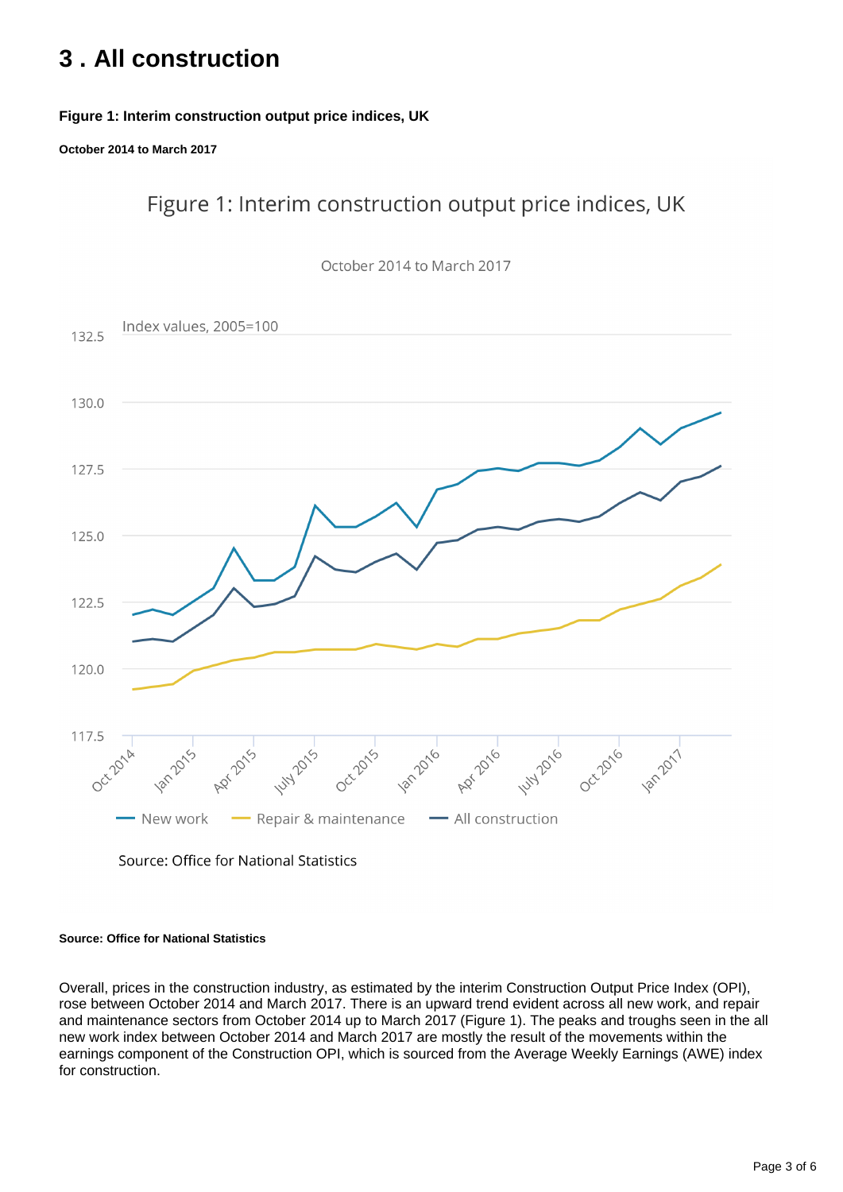# 3 . All construction

**Figure 1: Interim construction output price indices, UK**

**October 2014 to March 2017**

**Source: Office for National Statistics**

Overall, prices in the construction industry, as estimated by the interim Construction Output Price Index (OPI), rose between October 2014 and March 2017. There is an upward trend evident across all new work, and repair and maintenance sectors from October 2014 up to March 2017 (Figure 1). The peaks and troughs seen in the all new work index between October 2014 and March 2017 are mostly the result of the movements within the earnings component of the Construction OPI, which is sourced from the Average Weekly Earnings (AWE) index for construction.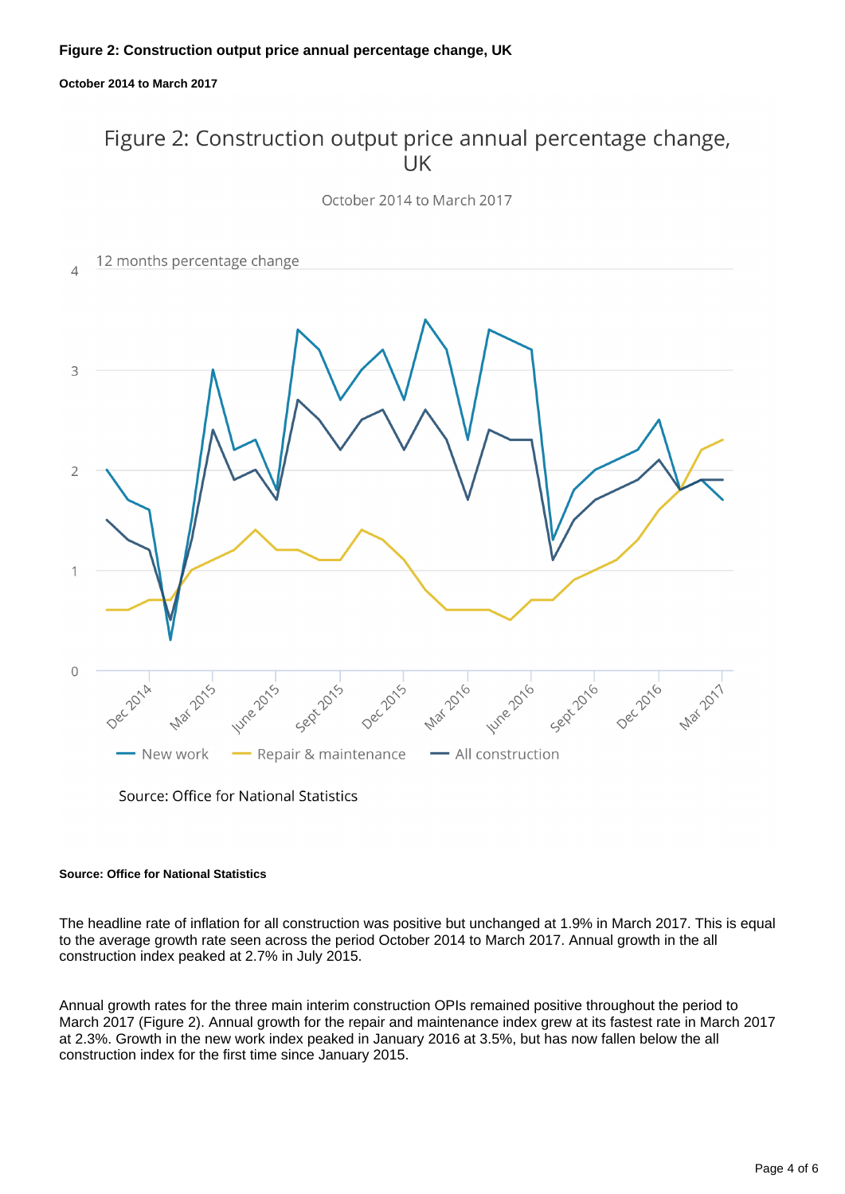**Figure 2: Construction output price annual percentage change, UK**

**October 2014 to March 2017**

**Source: Office for National Statistics**

The headline rate of inflation for all construction was positive but unchanged at 1.9% in March 2017. This is equal to the average growth rate seen across the period October 2014 to March 2017. Annual growth in the all construction index peaked at 2.7% in July 2015.

Annual growth rates for the three main interim construction OPIs remained positive throughout the period to March 2017 (Figure 2). Annual growth for the repair and maintenance index grew at its fastest rate in March 2017 at 2.3%. Growth in the new work index peaked in January 2016 at 3.5%, but has now fallen below the all construction index for the first time since January 2015.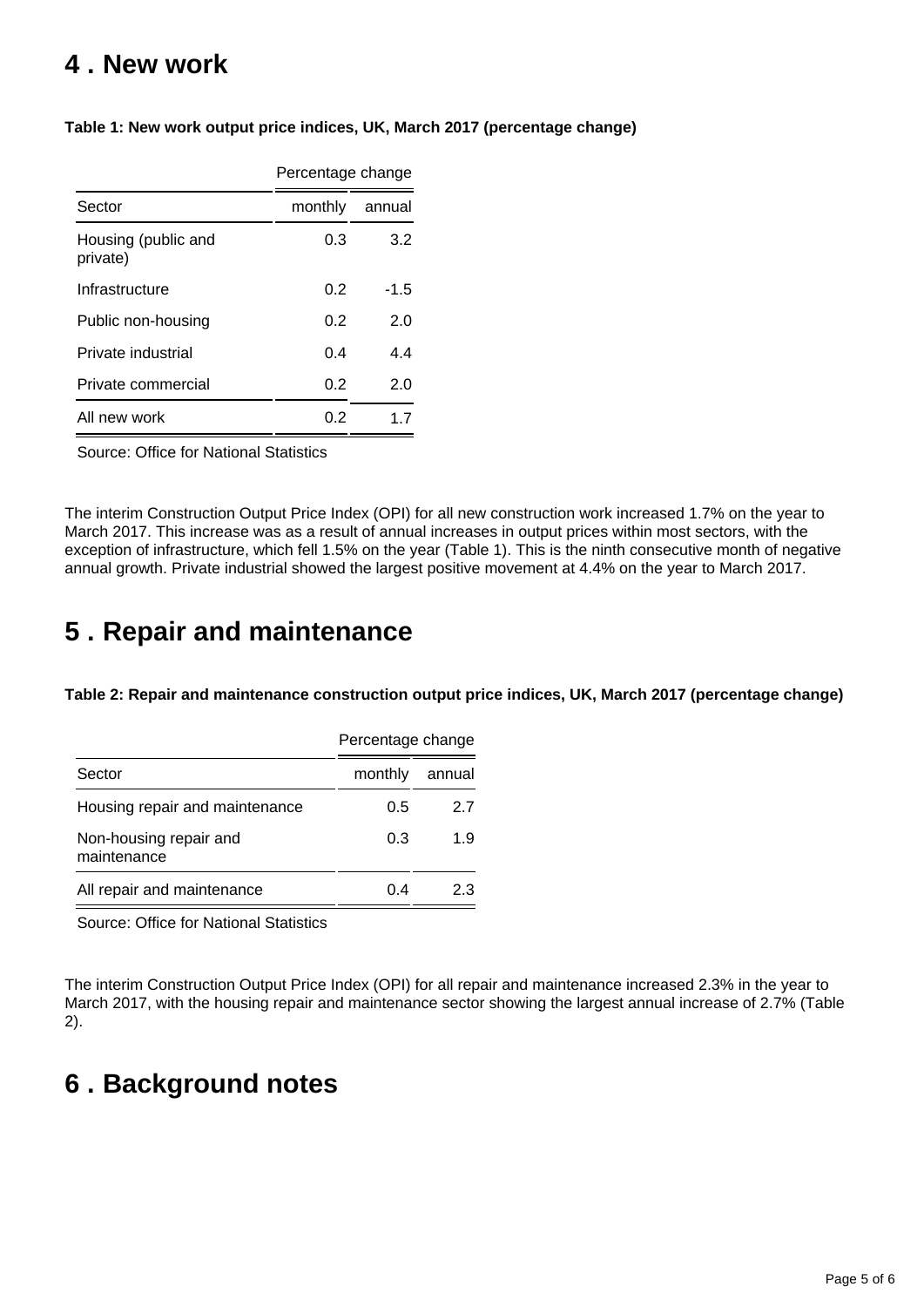## 4 . New work

**Table 1: New work output price indices, UK, March 2017 (percentage change)**

| | Percentage change | |
|---|---|---|
| Sector | monthly | annual |
| Housing (public and private) | 0.3 | 3.2 |
| Infrastructure | 0.2 | -1.5 |
| Public non-housing | 0.2 | 2.0 |
| Private industrial | 0.4 | 4.4 |
| Private commercial | 0.2 | 2.0 |
| All new work | 0.2 | 1.7 |

Source: Office for National Statistics

The interim Construction Output Price Index (OPI) for all new construction work increased 1.7% on the year to March 2017. This increase was as a result of annual increases in output prices within most sectors, with the exception of infrastructure, which fell 1.5% on the year (Table 1). This is the ninth consecutive month of negative annual growth. Private industrial showed the largest positive movement at 4.4% on the year to March 2017.

## 5 . Repair and maintenance

**Table 2: Repair and maintenance construction output price indices, UK, March 2017 (percentage change)**

| | Percentage change | |
|---|---|---|
| Sector | monthly | annual |
| Housing repair and maintenance | 0.5 | 2.7 |
| Non-housing repair and maintenance | 0.3 | 1.9 |
| All repair and maintenance | 0.4 | 2.3 |

Source: Office for National Statistics

The interim Construction Output Price Index (OPI) for all repair and maintenance increased 2.3% in the year to March 2017, with the housing repair and maintenance sector showing the largest annual increase of 2.7% (Table 2).

## 6 . Background notes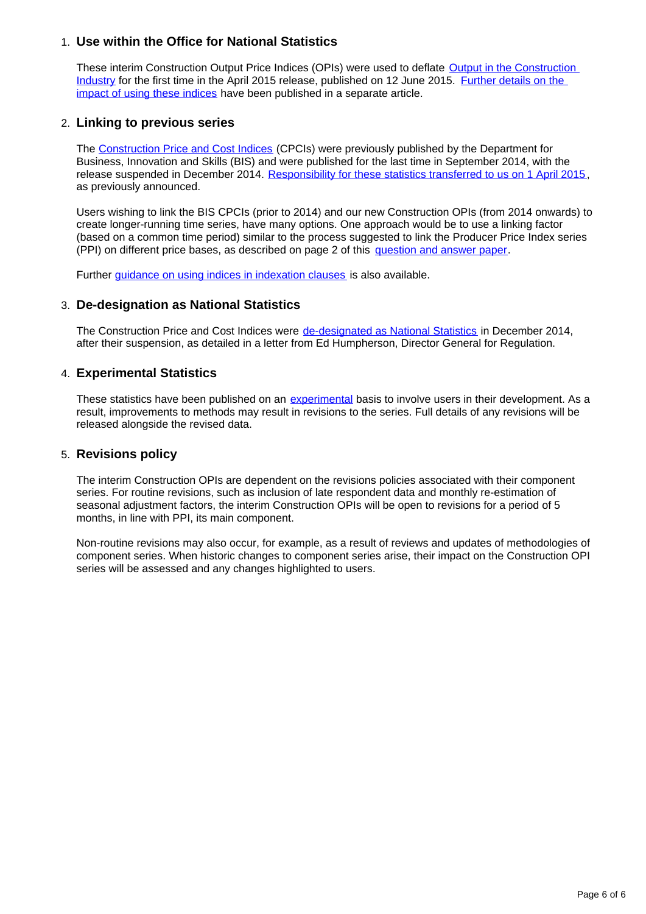1. **Use within the Office for National Statistics**

   These interim Construction Output Price Indices (OPIs) were used to deflate Output in the Construction Industry for the first time in the April 2015 release, published on 12 June 2015. Further details on the impact of using these indices have been published in a separate article.

2. **Linking to previous series**

   The Construction Price and Cost Indices (CPCIs) were previously published by the Department for Business, Innovation and Skills (BIS) and were published for the last time in September 2014, with the release suspended in December 2014. Responsibility for these statistics transferred to us on 1 April 2015, as previously announced.

   Users wishing to link the BIS CPCIs (prior to 2014) and our new Construction OPIs (from 2014 onwards) to create longer-running time series, have many options. One approach would be to use a linking factor (based on a common time period) similar to the process suggested to link the Producer Price Index series (PPI) on different price bases, as described on page 2 of this question and answer paper.

   Further guidance on using indices in indexation clauses is also available.

3. **De-designation as National Statistics**

   The Construction Price and Cost Indices were de-designated as National Statistics in December 2014, after their suspension, as detailed in a letter from Ed Humpherson, Director General for Regulation.

4. **Experimental Statistics**

   These statistics have been published on an experimental basis to involve users in their development. As a result, improvements to methods may result in revisions to the series. Full details of any revisions will be released alongside the revised data.

5. **Revisions policy**

   The interim Construction OPIs are dependent on the revisions policies associated with their component series. For routine revisions, such as inclusion of late respondent data and monthly re-estimation of seasonal adjustment factors, the interim Construction OPIs will be open to revisions for a period of 5 months, in line with PPI, its main component.

   Non-routine revisions may also occur, for example, as a result of reviews and updates of methodologies of component series. When historic changes to component series arise, their impact on the Construction OPI series will be assessed and any changes highlighted to users.